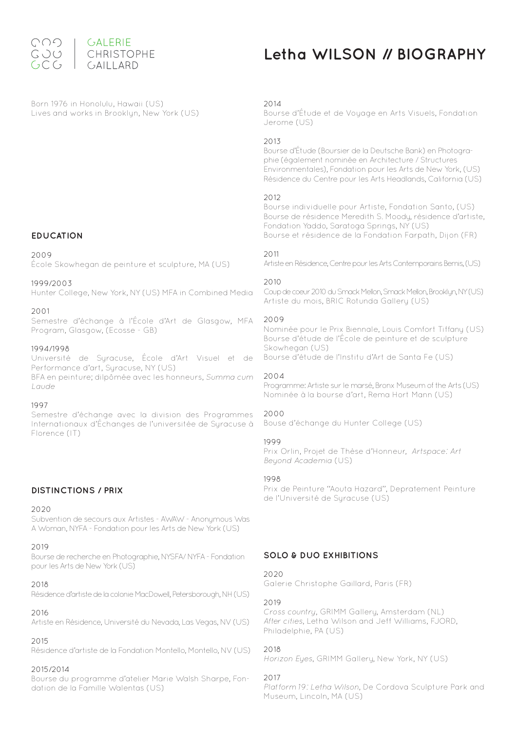GALERIE
CHRISTOPHE
GAILLARD

# Letha WILSON // BIOGRAPHY

Born 1976 in Honolulu, Hawaii (US)
Lives and works in Brooklyn, New York (US)

## EDUCATION

2009
École Skowhegan de peinture et sculpture, MA (US)

1999/2003
Hunter College, New York, NY (US) MFA in Combined Media

2001
Semestre d'échange à l'École d'Art de Glasgow, MFA Program, Glasgow, (Ecosse - GB)

1994/1998
Université de Syracuse, École d'Art Visuel et de Performance d'art, Syracuse, NY (US)
BFA en peinture; dilpômée avec les honneurs, *Summa cum Laude*

1997
Semestre d'échange avec la division des Programmes Internationaux d'Échanges de l'universitée de Syracuse à Florence (IT)

## DISTINCTIONS / PRIX

2020
Subvention de secours aux Artistes - AWAW - Anonymous Was A Woman, NYFA - Fondation pour les Arts de New York (US)

2019
Bourse de recherche en Photographie, NYSFA/ NYFA - Fondation pour les Arts de New York (US)

2018
Résidence d'artiste de la colonie MacDowell, Petersborough, NH (US)

2016
Artiste en Résidence, Université du Nevada, Las Vegas, NV (US)

2015
Résidence d'artiste de la Fondation Montello, Montello, NV (US)

2015/2014
Bourse du programme d'atelier Marie Walsh Sharpe, Fondation de la Famille Walentas (US)

2014
Bourse d'Étude et de Voyage en Arts Visuels, Fondation Jerome (US)

2013
Bourse d'Étude (Boursier de la Deutsche Bank) en Photographie (également nominée en Architecture / Structures Environmentales), Fondation pour les Arts de New York, (US)
Résidence du Centre pour les Arts Headlands, California (US)

2012
Bourse individuelle pour Artiste, Fondation Santo, (US)
Bourse de résidence Meredith S. Moody, résidence d'artiste, Fondation Yaddo, Saratoga Springs, NY (US)
Bourse et résidence de la Fondation Farpath, Dijon (FR)

2011
Artiste en Résidence, Centre pour les Arts Contemporains Bemis, (US)

2010
Coup de coeur 2010 du Smack Mellon, Smack Mellon, Brooklyn, NY (US)
Artiste du mois, BRIC Rotunda Gallery (US)

2009
Nominée pour le Prix Biennale, Louis Comfort Tiffany (US)
Bourse d'étude de l'École de peinture et de sculpture Skowhegan (US)
Bourse d'étude de l'Institu d'Art de Santa Fe (US)

2004
Programme: Artiste sur le marsé, Bronx Museum of the Arts (US)
Nominée à la bourse d'art, Rema Hort Mann (US)

2000
Bouse d'échange du Hunter College (US)

1999
Prix Orlin, Projet de Thèse d'Honneur, *Artspace: Art Beyond Academia* (US)

1998
Prix de Peinture "Aouta Hazard", Depratement Peinture de l'Université de Syracuse (US)

## SOLO & DUO EXHIBITIONS

2020
Galerie Christophe Gaillard, Paris (FR)

2019
*Cross country*, GRIMM Gallery, Amsterdam (NL)
*After cities*, Letha Wilson and Jeff Williams, FJORD, Philadelphie, PA (US)

2018
*Horizon Eyes*, GRIMM Gallery, New York, NY (US)

2017
*Platform 19: Letha Wilson*, De Cordova Sculpture Park and Museum, Lincoln, MA (US)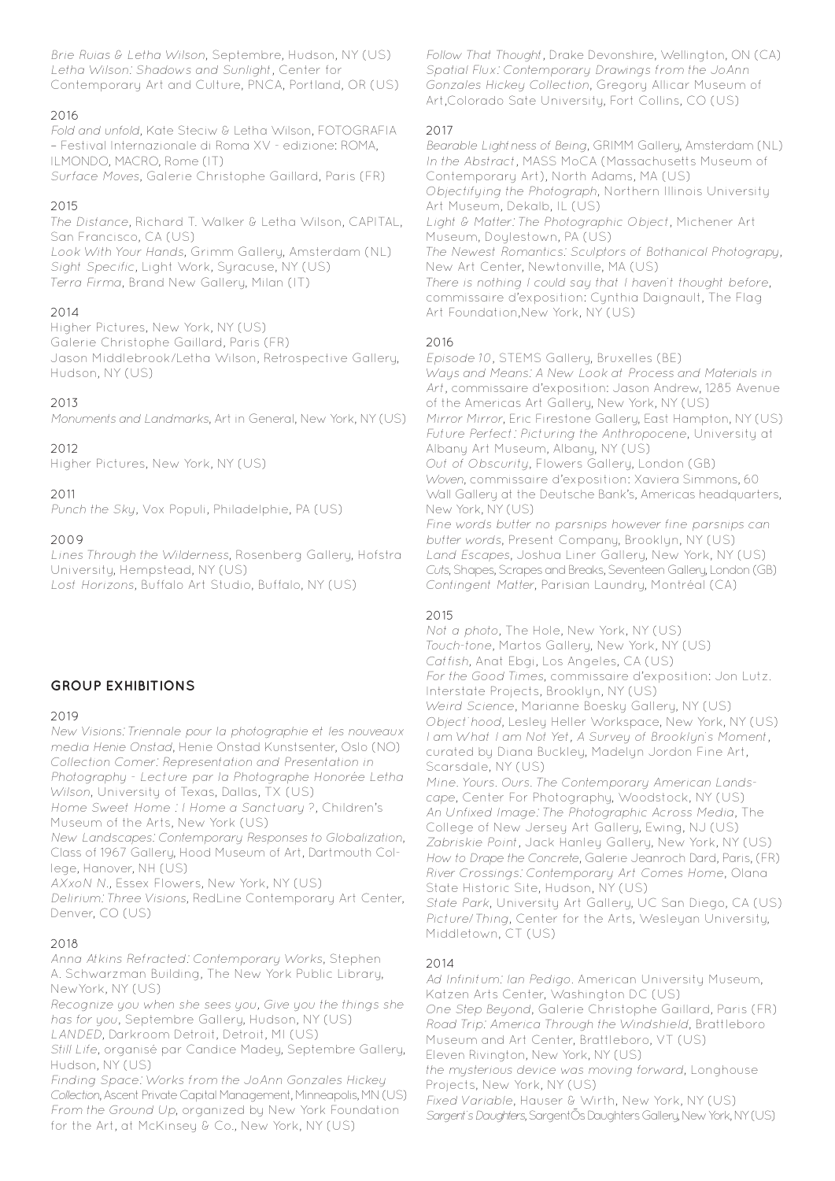*Brie Ruias & Letha Wilson*, Septembre, Hudson, NY (US)
*Letha Wilson: Shadows and Sunlight*, Center for Contemporary Art and Culture, PNCA, Portland, OR (US)

2016
*Fold and unfold*, Kate Steciw & Letha Wilson, FOTOGRAFIA – Festival Internazionale di Roma XV - edizione: ROMA, ILMONDO, MACRO, Rome (IT)
*Surface Moves*, Galerie Christophe Gaillard, Paris (FR)

2015
*The Distance*, Richard T. Walker & Letha Wilson, CAPITAL, San Francisco, CA (US)
*Look With Your Hands*, Grimm Gallery, Amsterdam (NL)
*Sight Specific*, Light Work, Syracuse, NY (US)
*Terra Firma*, Brand New Gallery, Milan (IT)

2014
Higher Pictures, New York, NY (US)
Galerie Christophe Gaillard, Paris (FR)
Jason Middlebrook/Letha Wilson, Retrospective Gallery, Hudson, NY (US)

2013
*Monuments and Landmarks*, Art in General, New York, NY (US)

2012
Higher Pictures, New York, NY (US)

2011
*Punch the Sky*, Vox Populi, Philadelphie, PA (US)

2009
*Lines Through the Wilderness*, Rosenberg Gallery, Hofstra University, Hempstead, NY (US)
*Lost Horizons*, Buffalo Art Studio, Buffalo, NY (US)

## GROUP EXHIBITIONS

2019
*New Visions: Triennale pour la photographie et les nouveaux media Henie Onstad*, Henie Onstad Kunstsenter, Oslo (NO)
*Collection Corner: Representation and Presentation in Photography - Lecture par la Photographe Honorée Letha Wilson*, University of Texas, Dallas, TX (US)
*Home Sweet Home : I Home a Sanctuary ?*, Children's Museum of the Arts, New York (US)
*New Landscapes: Contemporary Responses to Globalization*, Class of 1967 Gallery, Hood Museum of Art, Dartmouth College, Hanover, NH (US)
*AXxoN N.*, Essex Flowers, New York, NY (US)
*Delirium: Three Visions*, RedLine Contemporary Art Center, Denver, CO (US)

2018
*Anna Atkins Refracted: Contemporary Works*, Stephen A. Schwarzman Building, The New York Public Library, NewYork, NY (US)
*Recognize you when she sees you, Give you the things she has for you*, Septembre Gallery, Hudson, NY (US)
*LANDED*, Darkroom Detroit, Detroit, MI (US)
*Still Life*, organisé par Candice Madey, Septembre Gallery, Hudson, NY (US)
*Finding Space: Works from the JoAnn Gonzales Hickey Collection*, Ascent Private Capital Management, Minneapolis, MN (US)
*From the Ground Up*, organized by New York Foundation for the Art, at McKinsey & Co., New York, NY (US)
*Follow That Thought*, Drake Devonshire, Wellington, ON (CA)
*Spatial Flux: Contemporary Drawings from the JoAnn Gonzales Hickey Collection*, Gregory Allicar Museum of Art,Colorado Sate University, Fort Collins, CO (US)

2017
*Bearable Lightness of Being*, GRIMM Gallery, Amsterdam (NL)
*In the Abstract*, MASS MoCA (Massachusetts Museum of Contemporary Art), North Adams, MA (US)
*Objectifying the Photograph*, Northern Illinois University Art Museum, Dekalb, IL (US)
*Light & Matter: The Photographic Object*, Michener Art Museum, Doylestown, PA (US)
*The Newest Romantics: Sculptors of Bothanical Photograpy*, New Art Center, Newtonville, MA (US)
*There is nothing I could say that I haven't thought before*, commissaire d'exposition: Cynthia Daignault, The Flag Art Foundation,New York, NY (US)

2016
*Episode 10*, STEMS Gallery, Bruxelles (BE)
*Ways and Means: A New Look at Process and Materials in Art*, commissaire d'exposition: Jason Andrew, 1285 Avenue of the Americas Art Gallery, New York, NY (US)
*Mirror Mirror*, Eric Firestone Gallery, East Hampton, NY (US)
*Future Perfect: Picturing the Anthropocene*, University at Albany Art Museum, Albany, NY (US)
*Out of Obscurity*, Flowers Gallery, London (GB)
*Woven*, commissaire d'exposition: Xaviera Simmons, 60 Wall Gallery at the Deutsche Bank's, Americas headquarters, New York, NY (US)
*Fine words butter no parsnips however fine parsnips can butter words*, Present Company, Brooklyn, NY (US)
*Land Escapes*, Joshua Liner Gallery, New York, NY (US)
*Cuts, Shapes, Scrapes and Breaks*, Seventeen Gallery, London (GB)
*Contingent Matter*, Parisian Laundry, Montréal (CA)

2015
*Not a photo*, The Hole, New York, NY (US)
*Touch-tone*, Martos Gallery, New York, NY (US)
*Catfish*, Anat Ebgi, Los Angeles, CA (US)
*For the Good Times*, commissaire d'exposition: Jon Lutz. Interstate Projects, Brooklyn, NY (US)
*Weird Science*, Marianne Boesky Gallery, NY (US)
*Object'hood*, Lesley Heller Workspace, New York, NY (US)
*I am What I am Not Yet, A Survey of Brooklyn's Moment*, curated by Diana Buckley, Madelyn Jordon Fine Art, Scarsdale, NY (US)
*Mine. Yours. Ours. The Contemporary American Landscape*, Center For Photography, Woodstock, NY (US)
*An Unfixed Image: The Photographic Across Media*, The College of New Jersey Art Gallery, Ewing, NJ (US)
*Zabriskie Point*, Jack Hanley Gallery, New York, NY (US)
*How to Drape the Concrete*, Galerie Jeanroch Dard, Paris, (FR)
*River Crossings: Contemporary Art Comes Home*, Olana State Historic Site, Hudson, NY (US)
*State Park*, University Art Gallery, UC San Diego, CA (US)
*Picture/Thing*, Center for the Arts, Wesleyan University, Middletown, CT (US)

2014
*Ad Infinitum: Ian Pedigo*. American University Museum, Katzen Arts Center, Washington DC (US)
*One Step Beyond*, Galerie Christophe Gaillard, Paris (FR)
*Road Trip: America Through the Windshield*, Brattleboro Museum and Art Center, Brattleboro, VT (US)
Eleven Rivington, New York, NY (US)
*the mysterious device was moving forward*, Longhouse Projects, New York, NY (US)
*Fixed Variable*, Hauser & Wirth, New York, NY (US)
*Sargent's Daughters*, SargentÕs Daughters Gallery, New York, NY (US)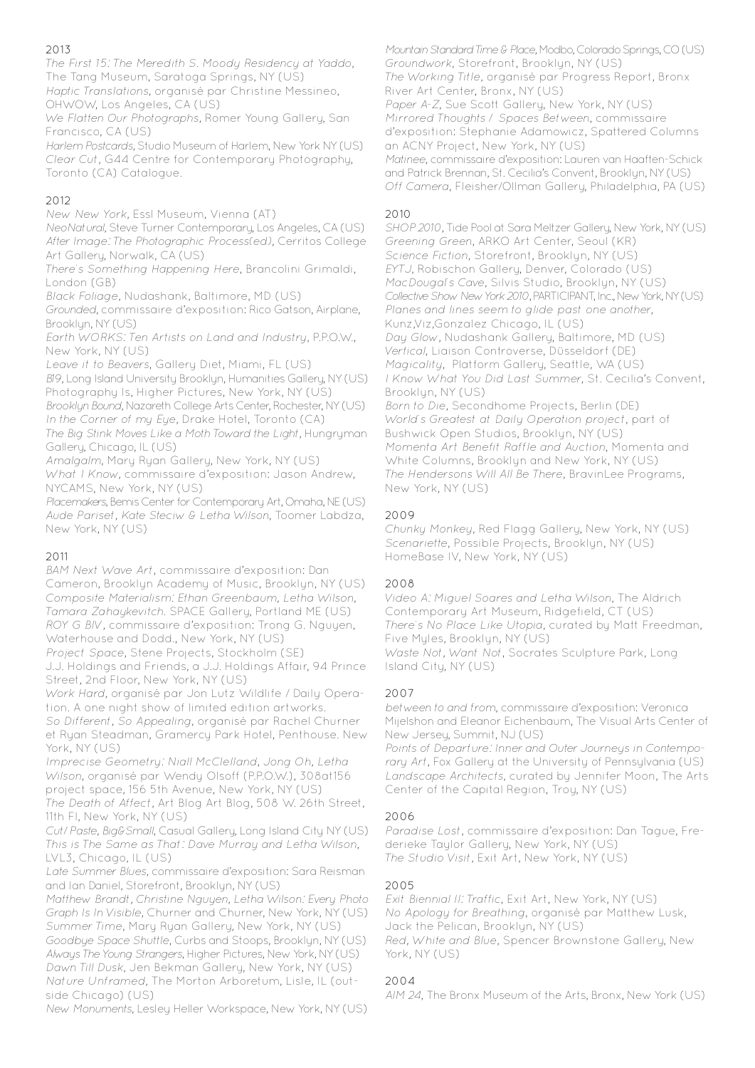## 2013

*The First 15: The Meredith S. Moody Residency at Yaddo*, The Tang Museum, Saratoga Springs, NY (US)
*Haptic Translations*, organisé par Christine Messineo, OHWOW, Los Angeles, CA (US)
*We Flatten Our Photographs*, Romer Young Gallery, San Francisco, CA (US)
*Harlem Postcards*, Studio Museum of Harlem, New York NY (US)
*Clear Cut*, G44 Centre for Contemporary Photography, Toronto (CA) Catalogue.

## 2012

*New New York*, Essl Museum, Vienna (AT)
*NeoNatural*, Steve Turner Contemporary, Los Angeles, CA (US)
*After Image: The Photographic Process(ed)*, Cerritos College Art Gallery, Norwalk, CA (US)
*There's Something Happening Here*, Brancolini Grimaldi, London (GB)
*Black Foliage*, Nudashank, Baltimore, MD (US)
*Grounded*, commissaire d'exposition: Rico Gatson, Airplane, Brooklyn, NY (US)
*Earth WORKS: Ten Artists on Land and Industry*, P.P.O.W., New York, NY (US)
*Leave it to Beavers*, Gallery Diet, Miami, FL (US)
*B19*, Long Island University Brooklyn, Humanities Gallery, NY (US)
Photography Is, Higher Pictures, New York, NY (US)
*Brooklyn Bound*, Nazareth College Arts Center, Rochester, NY (US)
*In the Corner of my Eye*, Drake Hotel, Toronto (CA)
*The Big Stink Moves Like a Moth Toward the Light*, Hungryman Gallery, Chicago, IL (US)
*Amalgalm*, Mary Ryan Gallery, New York, NY (US)
*What I Know*, commissaire d'exposition: Jason Andrew, NYCAMS, New York, NY (US)
*Placemakers*, Bemis Center for Contemporary Art, Omaha, NE (US)
*Aude Pariset, Kate Steciw & Letha Wilson*, Toomer Labdza, New York, NY (US)

## 2011

*BAM Next Wave Art*, commissaire d'exposition: Dan Cameron, Brooklyn Academy of Music, Brooklyn, NY (US)
*Composite Materialism: Ethan Greenbaum, Letha Wilson, Tamara Zahaykevitch*. SPACE Gallery, Portland ME (US)
*ROY G BIV*, commissaire d'exposition: Trong G. Nguyen, Waterhouse and Dodd., New York, NY (US)
*Project Space*, Stene Projects, Stockholm (SE)
J.J. Holdings and Friends, a J.J. Holdings Affair, 94 Prince Street, 2nd Floor, New York, NY (US)
*Work Hard*, organisé par Jon Lutz Wildlife / Daily Operation. A one night show of limited edition artworks.
*So Different, So Appealing*, organisé par Rachel Churner et Ryan Steadman, Gramercy Park Hotel, Penthouse. New York, NY (US)
*Imprecise Geometry: Niall McClelland, Jong Oh, Letha Wilson*, organisé par Wendy Olsoff (P.P.O.W.), 308at156 project space, 156 5th Avenue, New York, NY (US)
*The Death of Affect*, Art Blog Art Blog, 508 W. 26th Street, 11th Fl, New York, NY (US)
*Cut/Paste, Big&Small*, Casual Gallery, Long Island City NY (US)
*This is The Same as That: Dave Murray and Letha Wilson*, LVL3, Chicago, IL (US)
*Late Summer Blues*, commissaire d'exposition: Sara Reisman and Ian Daniel, Storefront, Brooklyn, NY (US)
*Matthew Brandt, Christine Nguyen, Letha Wilson: Every Photo Graph Is In Visible*, Churner and Churner, New York, NY (US)
*Summer Time*, Mary Ryan Gallery, New York, NY (US)
*Goodbye Space Shuttle*, Curbs and Stoops, Brooklyn, NY (US)
*Always The Young Strangers*, Higher Pictures, New York, NY (US)
*Dawn Till Dusk*, Jen Bekman Gallery, New York, NY (US)
*Nature Unframed*, The Morton Arboretum, Lisle, IL (outside Chicago) (US)
*New Monuments*, Lesley Heller Workspace, New York, NY (US)
*Mountain Standard Time & Place*, Modbo, Colorado Springs, CO (US)
*Groundwork*, Storefront, Brooklyn, NY (US)
*The Working Title*, organisé par Progress Report, Bronx River Art Center, Bronx, NY (US)
*Paper A-Z*, Sue Scott Gallery, New York, NY (US)
*Mirrored Thoughts / Spaces Between*, commissaire d'exposition: Stephanie Adamowicz, Spattered Columns an ACNY Project, New York, NY (US)
*Matinee*, commissaire d'exposition: Lauren van Haaften-Schick and Patrick Brennan, St. Cecilia's Convent, Brooklyn, NY (US)
*Off Camera*, Fleisher/Ollman Gallery, Philadelphia, PA (US)

## 2010

*SHOP 2010*, Tide Pool at Sara Meltzer Gallery, New York, NY (US)
*Greening Green*, ARKO Art Center, Seoul (KR)
*Science Fiction*, Storefront, Brooklyn, NY (US)
*EYTJ*, Robischon Gallery, Denver, Colorado (US)
*MacDougal's Cave*, Silvis Studio, Brooklyn, NY (US)
*Collective Show New York 2010*, PARTICIPANT, Inc., New York, NY (US)
*Planes and lines seem to glide past one another*, Kunz,Viz,Gonzalez Chicago, IL (US)
*Day Glow*, Nudashank Gallery, Baltimore, MD (US)
*Vertical*, Liaison Controverse, Düsseldorf (DE)
*Magicality*, Platform Gallery, Seattle, WA (US)
*I Know What You Did Last Summer*, St. Cecilia's Convent, Brooklyn, NY (US)
*Born to Die*, Secondhome Projects, Berlin (DE)
*World's Greatest at Daily Operation project*, part of Bushwick Open Studios, Brooklyn, NY (US)
*Momenta Art Benefit Raffle and Auction*, Momenta and White Columns, Brooklyn and New York, NY (US)
*The Hendersons Will All Be There*, BravinLee Programs, New York, NY (US)

## 2009

*Chunky Monkey*, Red Flagg Gallery, New York, NY (US)
*Scenariette*, Possible Projects, Brooklyn, NY (US)
HomeBase IV, New York, NY (US)

## 2008

*Video A: Miguel Soares and Letha Wilson*, The Aldrich Contemporary Art Museum, Ridgefield, CT (US)
*There's No Place Like Utopia*, curated by Matt Freedman, Five Myles, Brooklyn, NY (US)
*Waste Not, Want Not*, Socrates Sculpture Park, Long Island City, NY (US)

## 2007

*between to and from*, commissaire d'exposition: Veronica Mijelshon and Eleanor Eichenbaum, The Visual Arts Center of New Jersey, Summit, NJ (US)
*Points of Departure: Inner and Outer Journeys in Contemporary Art*, Fox Gallery at the University of Pennsylvania (US)
*Landscape Architects*, curated by Jennifer Moon, The Arts Center of the Capital Region, Troy, NY (US)

## 2006

*Paradise Lost*, commissaire d'exposition: Dan Tague, Frederieke Taylor Gallery, New York, NY (US)
*The Studio Visit*, Exit Art, New York, NY (US)

## 2005

*Exit Biennial II: Traffic*, Exit Art, New York, NY (US)
*No Apology for Breathing*, organisé par Matthew Lusk, Jack the Pelican, Brooklyn, NY (US)
*Red, White and Blue*, Spencer Brownstone Gallery, New York, NY (US)

## 2004

*AIM 24*, The Bronx Museum of the Arts, Bronx, New York (US)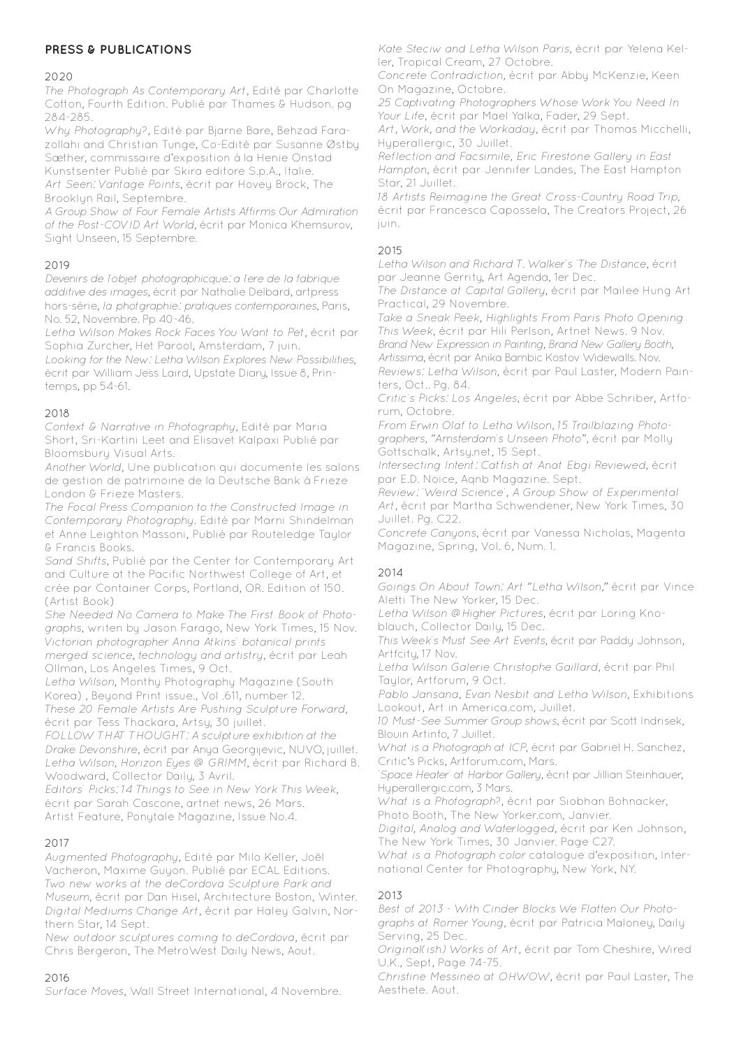## PRESS & PUBLICATIONS

### 2020

*The Photograph As Contemporary Art*, Edité par Charlotte Cotton, Fourth Edition. Publié par Thames & Hudson. pg 284-285.

*Why Photography?*, Edité par Bjarne Bare, Behzad Farazollahi and Christian Tunge, Co-Edité par Susanne Østby Sæther, commissaire d'exposition à la Henie Onstad Kunstsenter Publié par Skira editore S.p.A., Italie.

*Art Seen: Vantage Points*, écrit par Hovey Brock, The Brooklyn Rail, Septembre.

*A Group Show of Four Female Artists Affirms Our Admiration of the Post-COVID Art World*, écrit par Monica Khemsurov, Sight Unseen, 15 Septembre.

### 2019

*Devenirs de l'objet photographicque: a l'ere de la fabrique additive des images*, écrit par Nathalie Delbard, artpress hors-série, *la photgraphie: pratiques contemporaines*, Paris, No. 52, Novembre. Pp 40-46.

*Letha Wilson Makes Rock Faces You Want to Pet*, écrit par Sophia Zurcher, Het Parool, Amsterdam, 7 juin.

*Looking for the New: Letha Wilson Explores New Possibilities*, écrit par William Jess Laird, Upstate Diary, Issue 8, Printemps, pp 54-61.

### 2018

*Context & Narrative in Photography*, Edité par Maria Short, Sri-Kartini Leet and Elisavet Kalpaxi Publié par Bloomsbury Visual Arts.

*Another World*, Une publication qui documente les salons de gestion de patrimoine de la Deutsche Bank à Frieze London & Frieze Masters.

*The Focal Press Companion to the Constructed Image in Contemporary Photography*. Edité par Marni Shindelman et Anne Leighton Massoni, Publié par Routeledge Taylor & Francis Books.

*Sand Shifts*, Publié par the Center for Contemporary Art and Culture at the Pacific Northwest College of Art, et crée par Container Corps, Portland, OR. Edition of 150. (Artist Book)

*She Needed No Camera to Make The First Book of Photographs*, writen by Jason Farago, New York Times, 15 Nov.

*Victorian photographer Anna Atkins' botanical prints merged science, technology and artistry*, écrit par Leah Ollman, Los Angeles Times, 9 Oct.

*Letha Wilson*, Monthy Photography Magazine (South Korea) , Beyond Print issue., Vol .611, number 12.

*These 20 Female Artists Are Pushing Sculpture Forward*, écrit par Tess Thackara, Artsy, 30 juillet.

*FOLLOW THAT THOUGHT: A sculpture exhibition at the Drake Devonshire*, écrit par Anya Georgijevic, NUVO, juillet.

*Letha Wilson, Horizon Eyes @ GRIMM*, écrit par Richard B. Woodward, Collector Daily, 3 Avril.

*Editors' Picks: 14 Things to See in New York This Week*, écrit par Sarah Cascone, artnet news, 26 Mars.

Artist Feature, Ponytale Magazine, Issue No.4.

### 2017

*Augmented Photography*, Edité par Milo Keller, Joël Vacheron, Maxime Guyon. Publié par ECAL Editions.

*Two new works at the deCordova Sculpture Park and Museum*, écrit par Dan Hisel, Architecture Boston, Winter.

*Digital Mediums Change Art*, écrit par Haley Galvin, Northern Star, 14 Sept.

*New outdoor sculptures coming to deCordova*, écrit par Chris Bergeron, The MetroWest Daily News, Aout.

### 2016

*Surface Moves*, Wall Street International, 4 Novembre.

*Kate Steciw and Letha Wilson Paris*, écrit par Yelena Keller, Tropical Cream, 27 Octobre.

*Concrete Contradiction*, écrit par Abby McKenzie, Keen On Magazine, Octobre.

*25 Captivating Photographers Whose Work You Need In Your Life*, écrit par Mael Yalka, Fader, 29 Sept.

*Art, Work, and the Workaday*, écrit par Thomas Micchelli, Hyperallergic, 30 Juillet.

*Reflection and Facsimile, Eric Firestone Gallery in East Hampton*, écrit par Jennifer Landes, The East Hampton Star, 21 Juillet.

*18 Artists Reimagine the Great Cross-Country Road Trip*, écrit par Francesca Capossela, The Creators Project, 26 juin.

### 2015

*Letha Wilson and Richard T. Walker's 'The Distance*, écrit par Jeanne Gerrity, Art Agenda, 1er Dec.

*The Distance at Capital Gallery*, écrit par Mailee Hung Art Practical, 29 Novembre.

*Take a Sneak Peek, Highlights From Paris Photo Opening This Week*, écrit par Hili Perlson, Artnet News. 9 Nov.

*Brand New Expression in Painting, Brand New Gallery Booth, Artissima*, écrit par Anika Bambic Kostov Widewalls. Nov.

*Reviews: Letha Wilson*, écrit par Paul Laster, Modern Painters, Oct.. Pg. 84.

*Critic's Picks: Los Angeles*, écrit par Abbe Schriber, Artforum, Octobre.

*From Erwin Olaf to Letha Wilson, 15 Trailblazing Photographers, "Amsterdam's Unseen Photo"*, écrit par Molly Gottschalk, Artsy.net, 15 Sept.

*Intersecting Intent: Catfish at Anat Ebgi Reviewed*, écrit par E.D. Noice, Aqnb Magazine. Sept.

*Review: 'Weird Science', A Group Show of Experimental Art*, écrit par Martha Schwendener, New York Times, 30 Juillet. Pg. C22.

*Concrete Canyons*, écrit par Vanessa Nicholas, Magenta Magazine, Spring, Vol. 6, Num. 1.

### 2014

*Goings On About Town: Art "Letha Wilson,"* écrit par Vince Aletti The New Yorker, 15 Dec.

*Letha Wilson @ Higher Pictures*, écrit par Loring Knoblauch, Collector Daily, 15 Dec.

*This Week's Must See Art Events*, écrit par Paddy Johnson, Artfcity, 17 Nov.

*Letha Wilson Galerie Christophe Gaillard*, écrit par Phil Taylor, Artforum, 9 Oct.

*Pablo Jansana, Evan Nesbit and Letha Wilson*, Exhibitions Lookout, Art in America.com, Juillet.

*10 Must-See Summer Group shows*, écrit par Scott Indrisek, Blouin Artinfo, 7 Juillet.

*What is a Photograph at ICP*, écrit par Gabriel H. Sanchez, Critic's Picks, Artforum.com, Mars.

*'Space Heater' at Harbor Gallery*, écrit par Jillian Steinhauer, Hyperallergic.com, 3 Mars.

*What is a Photograph?*, écrit par Siobhan Bohnacker, Photo Booth, The New Yorker.com, Janvier.

*Digital, Analog and Waterlogged*, écrit par Ken Johnson, The New York Times, 30 Janvier. Page C27.

*What is a Photograph color* catalogue d'exposition, International Center for Photography, New York, NY.

### 2013

*Best of 2013 - With Cinder Blocks We Flatten Our Photographs at Romer Young*, écrit par Patricia Maloney, Daily Serving, 25 Dec.

*Original(ish) Works of Art*, écrit par Tom Cheshire, Wired U.K., Sept, Page 74-75.

*Christine Messineo at OHWOW*, écrit par Paul Laster, The Aesthete. Aout.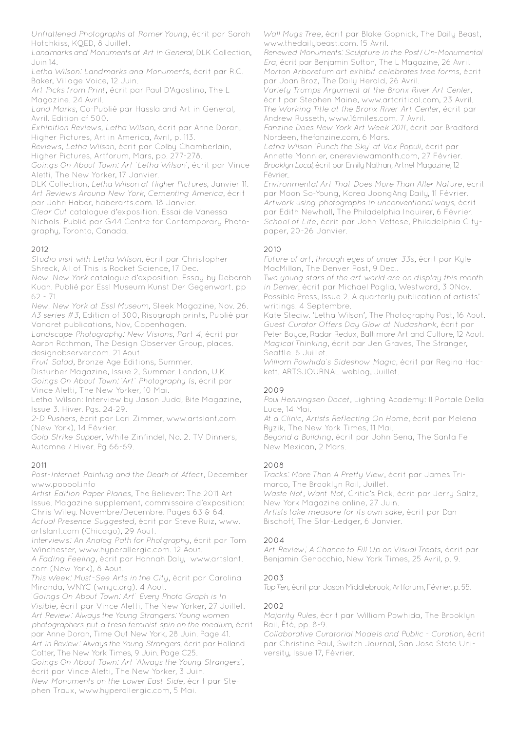*Unflattened Photographs at Romer Young*, écrit par Sarah Hotchkiss, KQED, 8 Juillet.
*Landmarks and Monuments at Art in General*, DLK Collection, Juin 14.
*Letha Wilson: Landmarks and Monuments*, écrit par R.C. Baker, Village Voice, 12 Juin.
*Art Picks from Print*, écrit par Paul D'Agostino, The L Magazine. 24 Avril.
*Land Marks*, Co-Publié par Hassla and Art in General, Avril. Edition of 500.
*Exhibition Reviews, Letha Wilson*, écrit par Anne Doran, Higher Pictures, Art in America, Avril, p. 113.
*Reviews, Letha Wilson*, écrit par Colby Chamberlain, Higher Pictures, Artforum, Mars, pp. 277-278.
*Goings On About Town: Art 'Letha Wilson'*, écrit par Vince Aletti, The New Yorker, 17 Janvier.
DLK Collection, *Letha Wilson at Higher Pictures*, Janvier 11.
*Art Reviews Around New York, Cementing America*, écrit par John Haber, haberarts.com. 18 Janvier.
*Clear Cut* catalogue d'exposition. Essai de Vanessa Nichols. Publié par G44 Centre for Contemporary Photography, Toronto, Canada.

## 2012

*Studio visit with Letha Wilson*, écrit par Christopher Shreck, All of This is Rocket Science, 17 Dec.
*New. New York* catalogue d'exposition. Essay by Deborah Kuan. Publié par Essl Museum Kunst Der Gegenwart. pp 62 - 71.
*New. New York at Essl Museum*, Sleek Magazine, Nov. 26.
*A3 series #3*, Edition of 300, Risograph prints, Publié par Vandret publications, Nov, Copenhagen.
*Landscape Photography: New Visions, Part 4*, écrit par Aaron Rothman, The Design Observer Group, places. designobserver.com. 21 Aout.
*Fruit Salad*, Bronze Age Editions, Summer.
Disturber Magazine, Issue 2, Summer. London, U.K.
*Goings On About Town: 'Art' Photography Is*, écrit par Vince Aletti, The New Yorker, 10 Mai.
Letha Wilson: Interview by Jason Judd, Bite Magazine, Issue 3. Hiver. Pgs. 24-29.
*2-D Pushers*, écrit par Lori Zimmer, www.artslant.com (New York), 14 Février.
*Gold Strike Supper*, White Zinfindel, No. 2. TV Dinners, Automne / Hiver. Pg 66-69.

## 2011

*Post-Internet Painting and the Death of Affect*, December www.pooool.info
*Artist Edition Paper Planes*, The Believer: The 2011 Art Issue. Magazine supplement, commissaire d'exposition: Chris Wiley. Novembre/Decembre. Pages 63 & 64.
*Actual Presence Suggested*, écrit par Steve Ruiz, www.artslant.com (Chicago), 29 Aout.
*Interviews: An Analog Path for Photgraphy*, écrit par Tom Winchester, www.hyperallergic.com. 12 Aout.
*A Fading Feeling*, écrit par Hannah Daly, www.artslant.com (New York), 8 Aout.
*This Week: Must-See Arts in the City*, écrit par Carolina Miranda, WNYC (wnyc.org). 4 Aout.
*'Goings On About Town: Art' Every Photo Graph is In Visible*, écrit par Vince Aletti, The New Yorker, 27 Juillet.
*Art Review: Always the Young Strangers: Young women photographers put a fresh feminist spin on the medium*, écrit par Anne Doran, Time Out New York, 28 Juin. Page 41.
*Art in Review: Always the Young Strangers*, écrit par Holland Cotter, The New York Times, 9 Juin. Page C25.
*Goings On About Town: Art 'Always the Young Strangers'*, écrit par Vince Aletti, The New Yorker, 3 Juin.
*New Monuments on the Lower East Side*, écrit par Stephen Traux, www.hyperallergic.com, 5 Mai.
*Wall Mugs Tree*, écrit par Blake Gopnick, The Daily Beast, www.thedailybeast.com. 15 Avril.
*Renewed Monuments: Sculpture in the Post/Un-Monumental Era*, écrit par Benjamin Sutton, The L Magazine, 26 Avril.
*Morton Arboretum art exhibit celebrates tree forms*, écrit par Joan Broz, The Daily Herald, 26 Avril.
*Variety Trumps Argument at the Bronx River Art Center*, écrit par Stephen Maine, www.artcritical.com, 23 Avril.
*The Working Title at the Bronx River Art Center*, écrit par Andrew Russeth, www.16miles.com. 7 Avril.
*Fanzine Does New York Art Week 2011*, écrit par Bradford Nordeen, thefanzine.com, 6 Mars.
*Letha Wilson 'Punch the Sky' at Vox Populi*, écrit par Annette Monnier, onereviewamonth.com, 27 Février.
*Brooklyn Local*, écrit par Emily Nathan, Artnet Magazine, 12 Février..
*Environmental Art That Does More Than Alter Nature*, écrit par Moon So-Young, Korea JoongAng Daily, 11 Février.
*Artwork using photographs in unconventional ways*, écrit par Edith Newhall, The Philadelphia Inquirer, 6 Février.
*School of Life*, écrit par John Vettese, Philadelphia Citypaper, 20-26 Janvier.

## 2010

*Future of art, through eyes of under-33s*, écrit par Kyle MacMillan, The Denver Post, 9 Dec..
*Two young stars of the art world are on display this month in Denver*, écrit par Michael Paglia, Westword, 3 0Nov.
Possible Press, Issue 2. A quarterly publication of artists' writings. 4 Septembre.
Kate Steciw. 'Letha Wilson', The Photography Post, 16 Aout.
*Guest Curator Offers Day Glow at Nudashank*, écrit par Peter Boyce, Radar Redux, Baltimore Art and Culture, 12 Aout.
*Magical Thinking*, écrit par Jen Graves, The Stranger, Seattle. 6 Juillet.
*William Powhida's Sideshow Magic*, écrit par Regina Hackett, ARTSJOURNAL weblog, Juillet.

## 2009

*Poul Henningsen Docet*, Lighting Academy: Il Portale Della Luce, 14 Mai.
*At a Clinic, Artists Reflecting On Home*, écrit par Melena Ryzik, The New York Times, 11 Mai.
*Beyond a Building*, écrit par John Sena, The Santa Fe New Mexican, 2 Mars.

## 2008

*Tracks: More Than A Pretty View*, écrit par James Trimarco, The Brooklyn Rail, Juillet.
*Waste Not, Want Not*, Critic's Pick, écrit par Jerry Saltz, New York Magazine online, 27 Juin.
*Artists take measure for its own sake*, écrit par Dan Bischoff, The Star-Ledger, 6 Janvier.

## 2004

*Art Review; A Chance to Fill Up on Visual Treats*, écrit par Benjamin Genocchio, New York Times, 25 Avril, p. 9.

## 2003

*Top Ten*, écrit par Jason Middlebrook, Artforum, Février, p. 55.

## 2002

*Majority Rules*, écrit par William Powhida, The Brooklyn Rail, Été, pp. 8-9.
*Collaborative Curatorial Models and Public - Curation*, écrit par Christine Paul, Switch Journal, San Jose State University, Issue 17, Février.